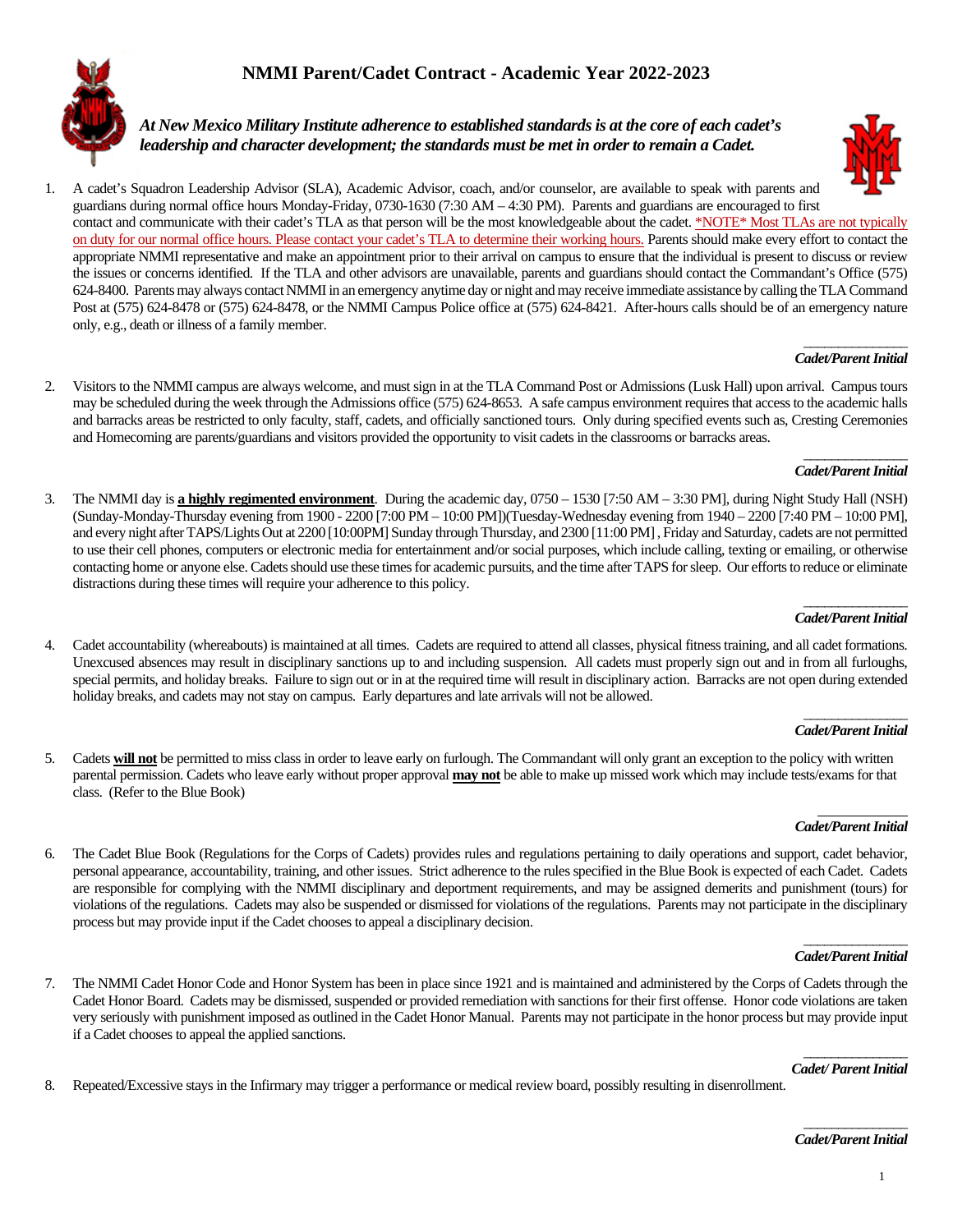# NMMI Parent/Cadet Contract - Academic Year 2022-2023

***At New Mexico Military Institute adherence to established standards is at the core of each cadet's leadership and character development; the standards must be met in order to remain a Cadet.***

1. A cadet's Squadron Leadership Advisor (SLA), Academic Advisor, coach, and/or counselor, are available to speak with parents and guardians during normal office hours Monday-Friday, 0730-1630 (7:30 AM – 4:30 PM). Parents and guardians are encouraged to first contact and communicate with their cadet's TLA as that person will be the most knowledgeable about the cadet. *NOTE* Most TLAs are not typically on duty for our normal office hours. Please contact your cadet's TLA to determine their working hours. Parents should make every effort to contact the appropriate NMMI representative and make an appointment prior to their arrival on campus to ensure that the individual is present to discuss or review the issues or concerns identified. If the TLA and other advisors are unavailable, parents and guardians should contact the Commandant's Office (575) 624-8400. Parents may always contact NMMI in an emergency anytime day or night and may receive immediate assistance by calling the TLA Command Post at (575) 624-8478 or (575) 624-8478, or the NMMI Campus Police office at (575) 624-8421. After-hours calls should be of an emergency nature only, e.g., death or illness of a family member.

   _______________
   ***Cadet/Parent Initial***

2. Visitors to the NMMI campus are always welcome, and must sign in at the TLA Command Post or Admissions (Lusk Hall) upon arrival. Campus tours may be scheduled during the week through the Admissions office (575) 624-8653. A safe campus environment requires that access to the academic halls and barracks areas be restricted to only faculty, staff, cadets, and officially sanctioned tours. Only during specified events such as, Cresting Ceremonies and Homecoming are parents/guardians and visitors provided the opportunity to visit cadets in the classrooms or barracks areas.

   _______________
   ***Cadet/Parent Initial***

3. The NMMI day is **a highly regimented environment**. During the academic day, 0750 – 1530 [7:50 AM – 3:30 PM], during Night Study Hall (NSH) (Sunday-Monday-Thursday evening from 1900 - 2200 [7:00 PM – 10:00 PM])(Tuesday-Wednesday evening from 1940 – 2200 [7:40 PM – 10:00 PM], and every night after TAPS/Lights Out at 2200 [10:00PM] Sunday through Thursday, and 2300 [11:00 PM] , Friday and Saturday, cadets are not permitted to use their cell phones, computers or electronic media for entertainment and/or social purposes, which include calling, texting or emailing, or otherwise contacting home or anyone else. Cadets should use these times for academic pursuits, and the time after TAPS for sleep. Our efforts to reduce or eliminate distractions during these times will require your adherence to this policy.

   _______________
   ***Cadet/Parent Initial***

4. Cadet accountability (whereabouts) is maintained at all times. Cadets are required to attend all classes, physical fitness training, and all cadet formations. Unexcused absences may result in disciplinary sanctions up to and including suspension. All cadets must properly sign out and in from all furloughs, special permits, and holiday breaks. Failure to sign out or in at the required time will result in disciplinary action. Barracks are not open during extended holiday breaks, and cadets may not stay on campus. Early departures and late arrivals will not be allowed.

   _______________
   ***Cadet/Parent Initial***

5. Cadets **will not** be permitted to miss class in order to leave early on furlough. The Commandant will only grant an exception to the policy with written parental permission. Cadets who leave early without proper approval **may not** be able to make up missed work which may include tests/exams for that class. (Refer to the Blue Book)

   _______________
   ***Cadet/Parent Initial***

6. The Cadet Blue Book (Regulations for the Corps of Cadets) provides rules and regulations pertaining to daily operations and support, cadet behavior, personal appearance, accountability, training, and other issues. Strict adherence to the rules specified in the Blue Book is expected of each Cadet. Cadets are responsible for complying with the NMMI disciplinary and deportment requirements, and may be assigned demerits and punishment (tours) for violations of the regulations. Cadets may also be suspended or dismissed for violations of the regulations. Parents may not participate in the disciplinary process but may provide input if the Cadet chooses to appeal a disciplinary decision.

   _______________
   ***Cadet/Parent Initial***

7. The NMMI Cadet Honor Code and Honor System has been in place since 1921 and is maintained and administered by the Corps of Cadets through the Cadet Honor Board. Cadets may be dismissed, suspended or provided remediation with sanctions for their first offense. Honor code violations are taken very seriously with punishment imposed as outlined in the Cadet Honor Manual. Parents may not participate in the honor process but may provide input if a Cadet chooses to appeal the applied sanctions.

   _______________
   ***Cadet/ Parent Initial***

8. Repeated/Excessive stays in the Infirmary may trigger a performance or medical review board, possibly resulting in disenrollment.

   _______________
   ***Cadet/Parent Initial***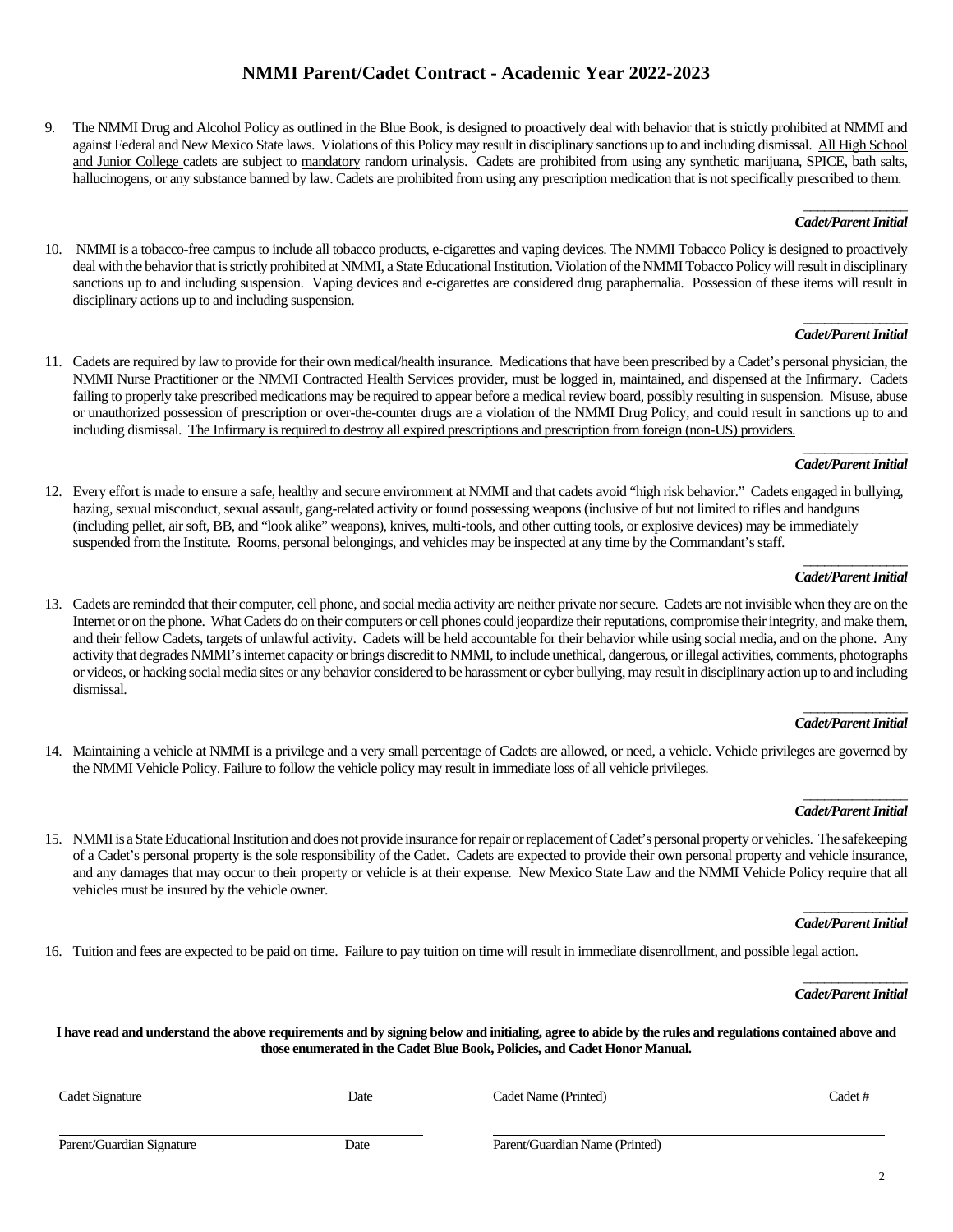# NMMI Parent/Cadet Contract - Academic Year 2022-2023

9. The NMMI Drug and Alcohol Policy as outlined in the Blue Book, is designed to proactively deal with behavior that is strictly prohibited at NMMI and against Federal and New Mexico State laws. Violations of this Policy may result in disciplinary sanctions up to and including dismissal. <u>All High School and Junior College</u> cadets are subject to <u>mandatory</u> random urinalysis. Cadets are prohibited from using any synthetic marijuana, SPICE, bath salts, hallucinogens, or any substance banned by law. Cadets are prohibited from using any prescription medication that is not specifically prescribed to them.

_______________
***Cadet/Parent Initial***

10. NMMI is a tobacco-free campus to include all tobacco products, e-cigarettes and vaping devices. The NMMI Tobacco Policy is designed to proactively deal with the behavior that is strictly prohibited at NMMI, a State Educational Institution. Violation of the NMMI Tobacco Policy will result in disciplinary sanctions up to and including suspension. Vaping devices and e-cigarettes are considered drug paraphernalia. Possession of these items will result in disciplinary actions up to and including suspension.

_______________
***Cadet/Parent Initial***

11. Cadets are required by law to provide for their own medical/health insurance. Medications that have been prescribed by a Cadet's personal physician, the NMMI Nurse Practitioner or the NMMI Contracted Health Services provider, must be logged in, maintained, and dispensed at the Infirmary. Cadets failing to properly take prescribed medications may be required to appear before a medical review board, possibly resulting in suspension. Misuse, abuse or unauthorized possession of prescription or over-the-counter drugs are a violation of the NMMI Drug Policy, and could result in sanctions up to and including dismissal. <u>The Infirmary is required to destroy all expired prescriptions and prescription from foreign (non-US) providers.</u>

_______________
***Cadet/Parent Initial***

12. Every effort is made to ensure a safe, healthy and secure environment at NMMI and that cadets avoid "high risk behavior." Cadets engaged in bullying, hazing, sexual misconduct, sexual assault, gang-related activity or found possessing weapons (inclusive of but not limited to rifles and handguns (including pellet, air soft, BB, and "look alike" weapons), knives, multi-tools, and other cutting tools, or explosive devices) may be immediately suspended from the Institute. Rooms, personal belongings, and vehicles may be inspected at any time by the Commandant's staff.

_______________
***Cadet/Parent Initial***

13. Cadets are reminded that their computer, cell phone, and social media activity are neither private nor secure. Cadets are not invisible when they are on the Internet or on the phone. What Cadets do on their computers or cell phones could jeopardize their reputations, compromise their integrity, and make them, and their fellow Cadets, targets of unlawful activity. Cadets will be held accountable for their behavior while using social media, and on the phone. Any activity that degrades NMMI's internet capacity or brings discredit to NMMI, to include unethical, dangerous, or illegal activities, comments, photographs or videos, or hacking social media sites or any behavior considered to be harassment or cyber bullying, may result in disciplinary action up to and including dismissal.

_______________
***Cadet/Parent Initial***

14. Maintaining a vehicle at NMMI is a privilege and a very small percentage of Cadets are allowed, or need, a vehicle. Vehicle privileges are governed by the NMMI Vehicle Policy. Failure to follow the vehicle policy may result in immediate loss of all vehicle privileges.

_______________
***Cadet/Parent Initial***

15. NMMI is a State Educational Institution and does not provide insurance for repair or replacement of Cadet's personal property or vehicles. The safekeeping of a Cadet's personal property is the sole responsibility of the Cadet. Cadets are expected to provide their own personal property and vehicle insurance, and any damages that may occur to their property or vehicle is at their expense. New Mexico State Law and the NMMI Vehicle Policy require that all vehicles must be insured by the vehicle owner.

_______________
***Cadet/Parent Initial***

16. Tuition and fees are expected to be paid on time. Failure to pay tuition on time will result in immediate disenrollment, and possible legal action.

_______________
***Cadet/Parent Initial***

**I have read and understand the above requirements and by signing below and initialing, agree to abide by the rules and regulations contained above and those enumerated in the Cadet Blue Book, Policies, and Cadet Honor Manual.**

______________________________________
Cadet Signature                    Date

______________________________________
Cadet Name (Printed)                    Cadet #

______________________________________
Parent/Guardian Signature                    Date

______________________________________
Parent/Guardian Name (Printed)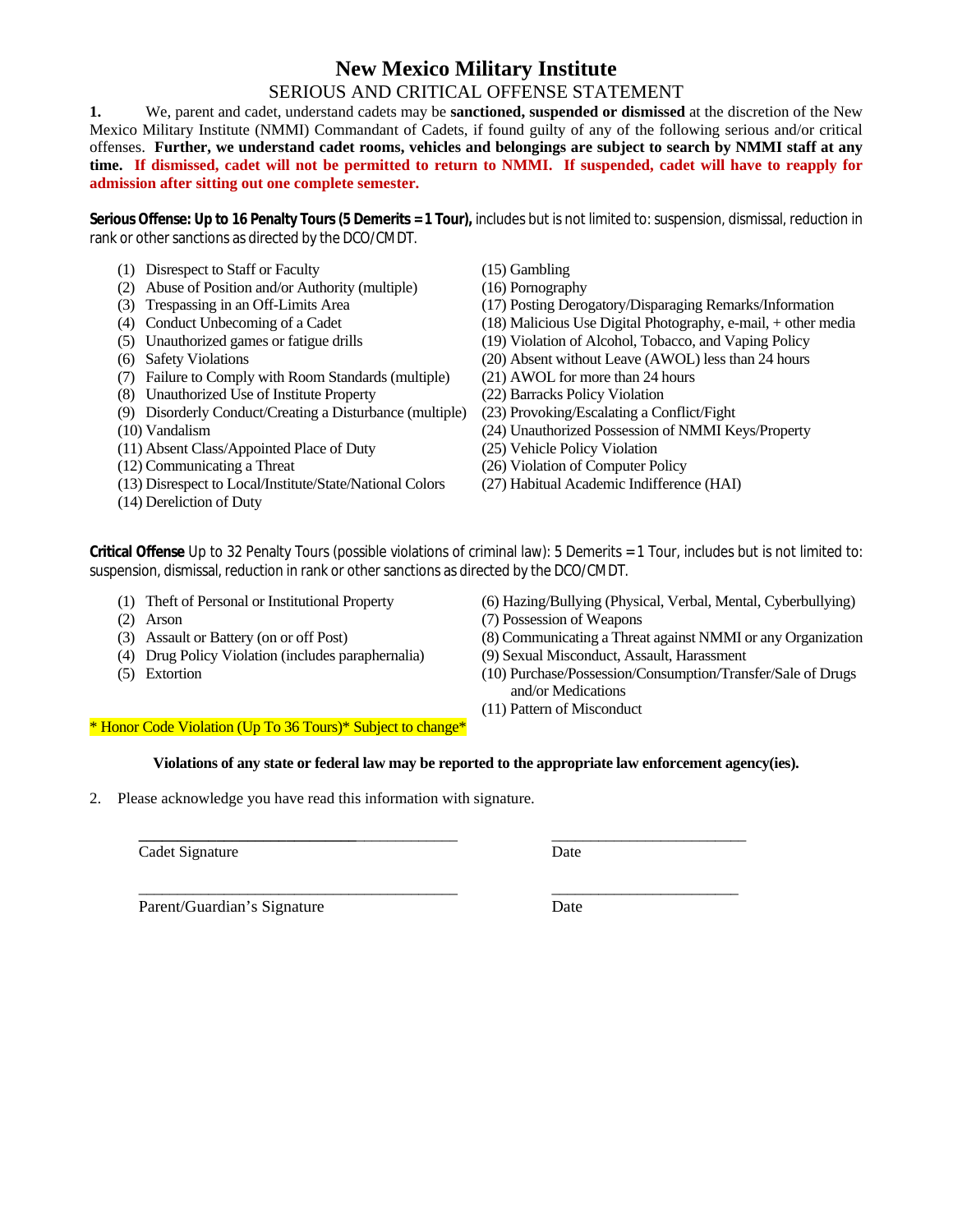# New Mexico Military Institute

## SERIOUS AND CRITICAL OFFENSE STATEMENT

**1.** We, parent and cadet, understand cadets may be **sanctioned, suspended or dismissed** at the discretion of the New Mexico Military Institute (NMMI) Commandant of Cadets, if found guilty of any of the following serious and/or critical offenses. **Further, we understand cadet rooms, vehicles and belongings are subject to search by NMMI staff at any time. If dismissed, cadet will not be permitted to return to NMMI. If suspended, cadet will have to reapply for admission after sitting out one complete semester.**

**Serious Offense: Up to 16 Penalty Tours (5 Demerits = 1 Tour),** includes but is not limited to: suspension, dismissal, reduction in rank or other sanctions as directed by the DCO/CMDT.

(1) Disrespect to Staff or Faculty
(2) Abuse of Position and/or Authority (multiple)
(3) Trespassing in an Off-Limits Area
(4) Conduct Unbecoming of a Cadet
(5) Unauthorized games or fatigue drills
(6) Safety Violations
(7) Failure to Comply with Room Standards (multiple)
(8) Unauthorized Use of Institute Property
(9) Disorderly Conduct/Creating a Disturbance (multiple)
(10) Vandalism
(11) Absent Class/Appointed Place of Duty
(12) Communicating a Threat
(13) Disrespect to Local/Institute/State/National Colors
(14) Dereliction of Duty
(15) Gambling
(16) Pornography
(17) Posting Derogatory/Disparaging Remarks/Information
(18) Malicious Use Digital Photography, e-mail, + other media
(19) Violation of Alcohol, Tobacco, and Vaping Policy
(20) Absent without Leave (AWOL) less than 24 hours
(21) AWOL for more than 24 hours
(22) Barracks Policy Violation
(23) Provoking/Escalating a Conflict/Fight
(24) Unauthorized Possession of NMMI Keys/Property
(25) Vehicle Policy Violation
(26) Violation of Computer Policy
(27) Habitual Academic Indifference (HAI)

**Critical Offense** Up to 32 Penalty Tours (possible violations of criminal law): 5 Demerits = 1 Tour, includes but is not limited to: suspension, dismissal, reduction in rank or other sanctions as directed by the DCO/CMDT.

(1) Theft of Personal or Institutional Property
(2) Arson
(3) Assault or Battery (on or off Post)
(4) Drug Policy Violation (includes paraphernalia)
(5) Extortion
(6) Hazing/Bullying (Physical, Verbal, Mental, Cyberbullying)
(7) Possession of Weapons
(8) Communicating a Threat against NMMI or any Organization
(9) Sexual Misconduct, Assault, Harassment
(10) Purchase/Possession/Consumption/Transfer/Sale of Drugs and/or Medications
(11) Pattern of Misconduct

* Honor Code Violation (Up To 36 Tours)* Subject to change*

**Violations of any state or federal law may be reported to the appropriate law enforcement agency(ies).**

2. Please acknowledge you have read this information with signature.

\_\_\_\_\_\_\_\_\_\_\_\_\_\_\_\_\_\_\_\_\_\_\_\_\_\_\_\_\_\_\_\_\_\_\_\_\_\_\_\_ \_\_\_\_\_\_\_\_\_\_\_\_\_\_\_\_\_\_\_\_\_\_\_\_\_
Cadet Signature Date

\_\_\_\_\_\_\_\_\_\_\_\_\_\_\_\_\_\_\_\_\_\_\_\_\_\_\_\_\_\_\_\_\_\_\_\_\_\_\_\_ \_\_\_\_\_\_\_\_\_\_\_\_\_\_\_\_\_\_\_\_\_\_\_\_\_
Parent/Guardian's Signature Date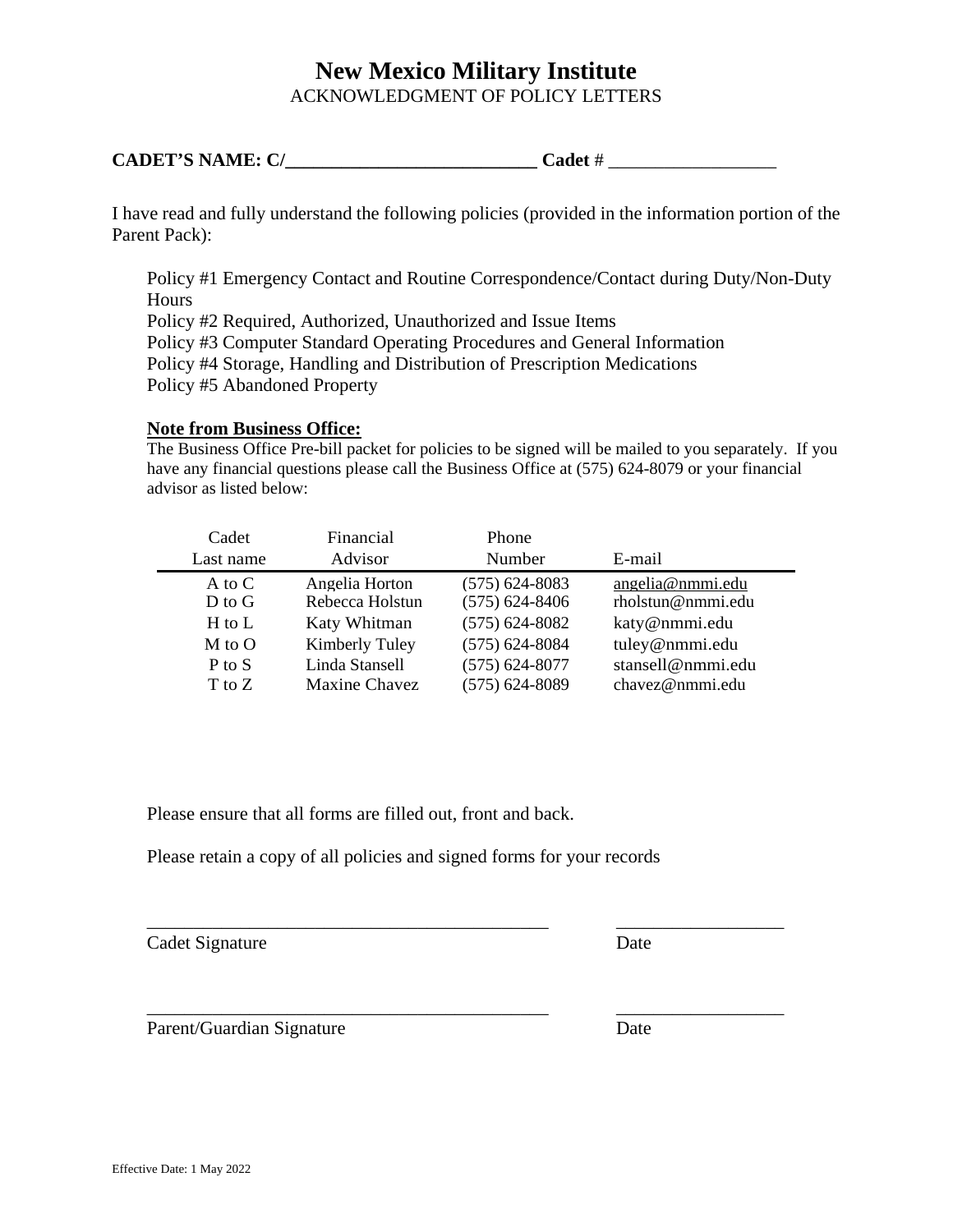# New Mexico Military Institute

ACKNOWLEDGMENT OF POLICY LETTERS

**CADET'S NAME: C/___________________________ Cadet #** __________________

I have read and fully understand the following policies (provided in the information portion of the Parent Pack):

Policy #1 Emergency Contact and Routine Correspondence/Contact during Duty/Non-Duty Hours
Policy #2 Required, Authorized, Unauthorized and Issue Items
Policy #3 Computer Standard Operating Procedures and General Information
Policy #4 Storage, Handling and Distribution of Prescription Medications
Policy #5 Abandoned Property

**Note from Business Office:**

The Business Office Pre-bill packet for policies to be signed will be mailed to you separately. If you have any financial questions please call the Business Office at (575) 624-8079 or your financial advisor as listed below:

| Cadet Last name | Financial Advisor | Phone Number | E-mail |
|---|---|---|---|
| A to C | Angelia Horton | (575) 624-8083 | angelia@nmmi.edu |
| D to G | Rebecca Holstun | (575) 624-8406 | rholstun@nmmi.edu |
| H to L | Katy Whitman | (575) 624-8082 | katy@nmmi.edu |
| M to O | Kimberly Tuley | (575) 624-8084 | tuley@nmmi.edu |
| P to S | Linda Stansell | (575) 624-8077 | stansell@nmmi.edu |
| T to Z | Maxine Chavez | (575) 624-8089 | chavez@nmmi.edu |

Please ensure that all forms are filled out, front and back.

Please retain a copy of all policies and signed forms for your records

_____________________________________________ __________________
Cadet Signature Date

_____________________________________________ __________________
Parent/Guardian Signature Date

Effective Date: 1 May 2022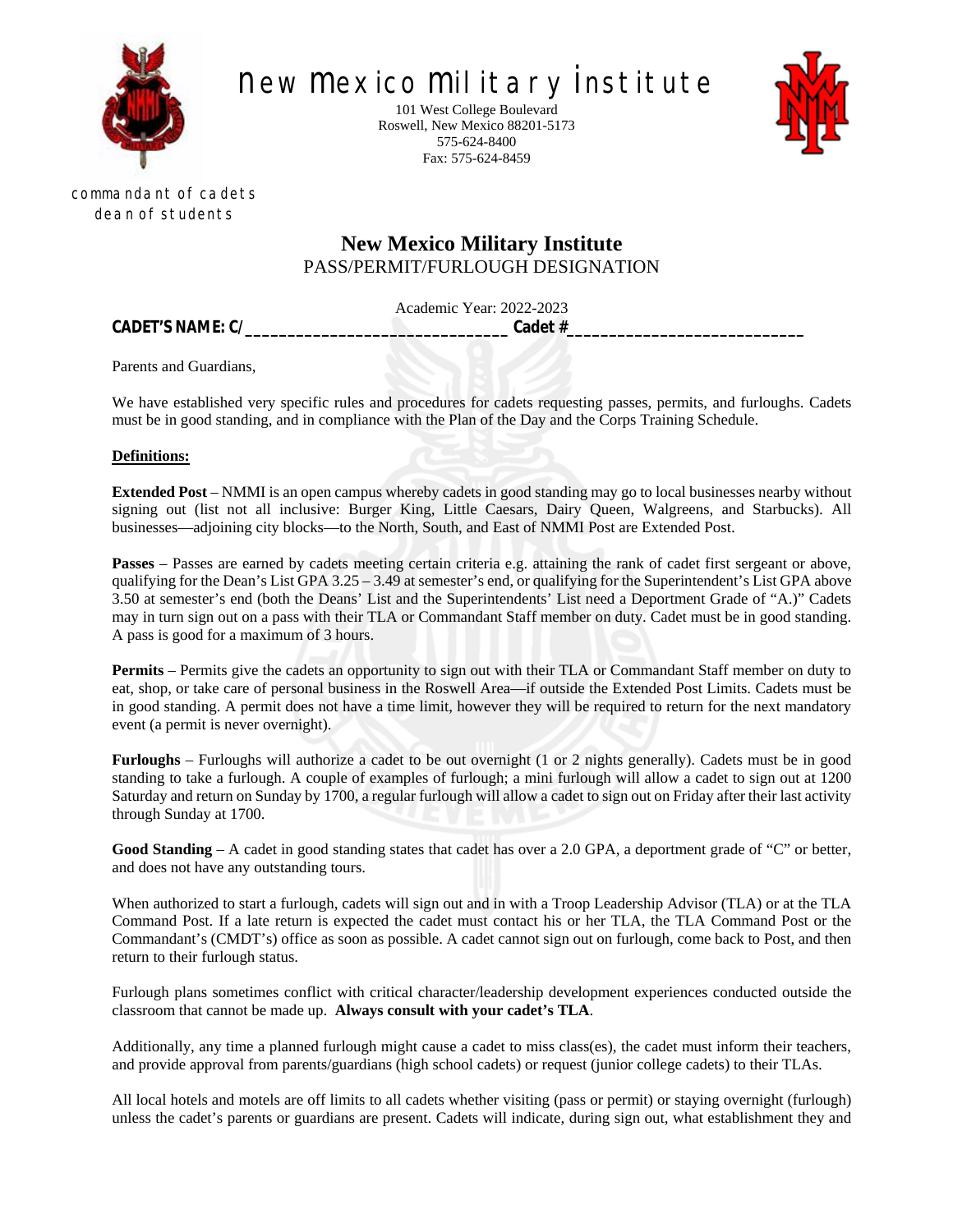# New Mexico Military Institute

101 West College Boulevard
Roswell, New Mexico 88201-5173
575-624-8400
Fax: 575-624-8459

commandant of cadets
dean of students

## New Mexico Military Institute

PASS/PERMIT/FURLOUGH DESIGNATION

Academic Year: 2022-2023

**CADET'S NAME: C/______________________________ Cadet #____________________________**

Parents and Guardians,

We have established very specific rules and procedures for cadets requesting passes, permits, and furloughs. Cadets must be in good standing, and in compliance with the Plan of the Day and the Corps Training Schedule.

**Definitions:**

**Extended Post** – NMMI is an open campus whereby cadets in good standing may go to local businesses nearby without signing out (list not all inclusive: Burger King, Little Caesars, Dairy Queen, Walgreens, and Starbucks). All businesses—adjoining city blocks—to the North, South, and East of NMMI Post are Extended Post.

**Passes** – Passes are earned by cadets meeting certain criteria e.g. attaining the rank of cadet first sergeant or above, qualifying for the Dean's List GPA 3.25 – 3.49 at semester's end, or qualifying for the Superintendent's List GPA above 3.50 at semester's end (both the Deans' List and the Superintendents' List need a Deportment Grade of "A.)" Cadets may in turn sign out on a pass with their TLA or Commandant Staff member on duty. Cadet must be in good standing. A pass is good for a maximum of 3 hours.

**Permits** – Permits give the cadets an opportunity to sign out with their TLA or Commandant Staff member on duty to eat, shop, or take care of personal business in the Roswell Area—if outside the Extended Post Limits. Cadets must be in good standing. A permit does not have a time limit, however they will be required to return for the next mandatory event (a permit is never overnight).

**Furloughs** – Furloughs will authorize a cadet to be out overnight (1 or 2 nights generally). Cadets must be in good standing to take a furlough. A couple of examples of furlough; a mini furlough will allow a cadet to sign out at 1200 Saturday and return on Sunday by 1700, a regular furlough will allow a cadet to sign out on Friday after their last activity through Sunday at 1700.

**Good Standing** – A cadet in good standing states that cadet has over a 2.0 GPA, a deportment grade of "C" or better, and does not have any outstanding tours.

When authorized to start a furlough, cadets will sign out and in with a Troop Leadership Advisor (TLA) or at the TLA Command Post. If a late return is expected the cadet must contact his or her TLA, the TLA Command Post or the Commandant's (CMDT's) office as soon as possible. A cadet cannot sign out on furlough, come back to Post, and then return to their furlough status.

Furlough plans sometimes conflict with critical character/leadership development experiences conducted outside the classroom that cannot be made up. **Always consult with your cadet's TLA**.

Additionally, any time a planned furlough might cause a cadet to miss class(es), the cadet must inform their teachers, and provide approval from parents/guardians (high school cadets) or request (junior college cadets) to their TLAs.

All local hotels and motels are off limits to all cadets whether visiting (pass or permit) or staying overnight (furlough) unless the cadet's parents or guardians are present. Cadets will indicate, during sign out, what establishment they and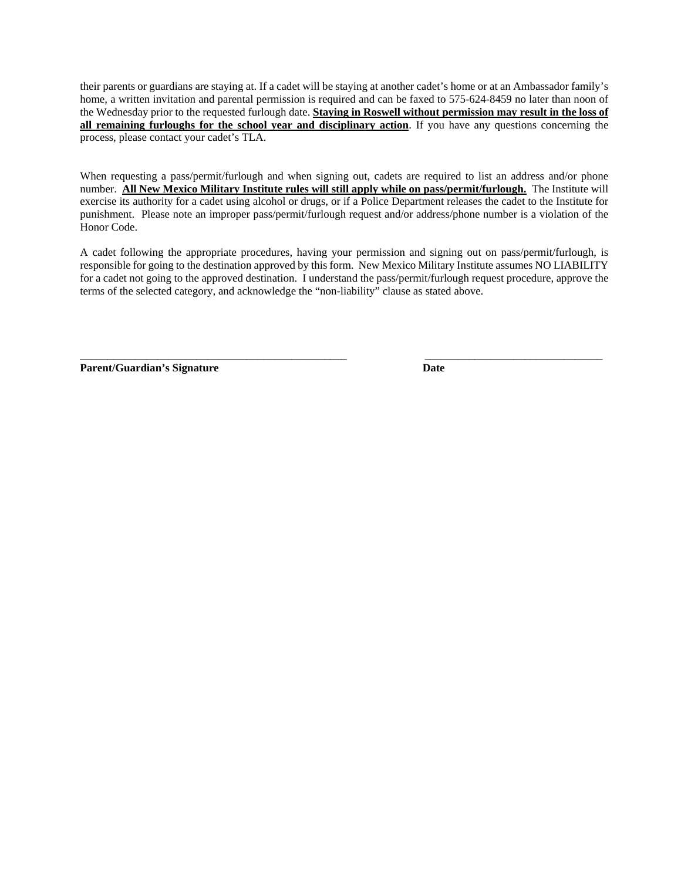their parents or guardians are staying at. If a cadet will be staying at another cadet's home or at an Ambassador family's home, a written invitation and parental permission is required and can be faxed to 575-624-8459 no later than noon of the Wednesday prior to the requested furlough date. **Staying in Roswell without permission may result in the loss of all remaining furloughs for the school year and disciplinary action**. If you have any questions concerning the process, please contact your cadet's TLA.

When requesting a pass/permit/furlough and when signing out, cadets are required to list an address and/or phone number. **All New Mexico Military Institute rules will still apply while on pass/permit/furlough.** The Institute will exercise its authority for a cadet using alcohol or drugs, or if a Police Department releases the cadet to the Institute for punishment. Please note an improper pass/permit/furlough request and/or address/phone number is a violation of the Honor Code.

A cadet following the appropriate procedures, having your permission and signing out on pass/permit/furlough, is responsible for going to the destination approved by this form. New Mexico Military Institute assumes NO LIABILITY for a cadet not going to the approved destination. I understand the pass/permit/furlough request procedure, approve the terms of the selected category, and acknowledge the "non-liability" clause as stated above.

\_\_\_\_\_\_\_\_\_\_\_\_\_\_\_\_\_\_\_\_\_\_\_\_\_\_\_\_\_\_\_\_\_\_\_\_\_\_\_\_\_\_\_\_ \_\_\_\_\_\_\_\_\_\_\_\_\_\_\_\_\_\_\_\_\_\_\_\_\_\_\_\_\_\_\_\_

**Parent/Guardian's Signature** **Date**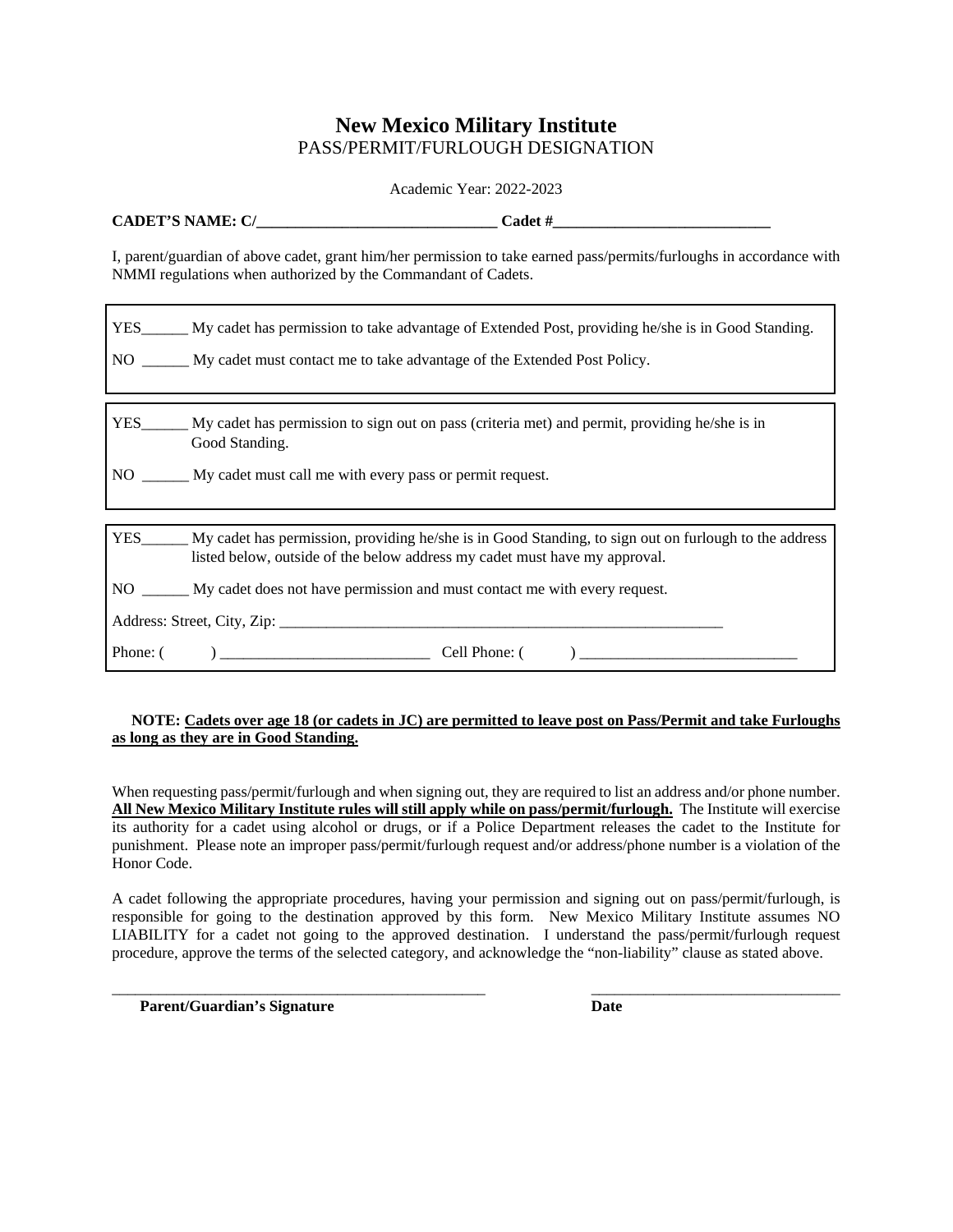# New Mexico Military Institute

PASS/PERMIT/FURLOUGH DESIGNATION

Academic Year: 2022-2023

**CADET'S NAME: C/______________________________ Cadet #____________________________**

I, parent/guardian of above cadet, grant him/her permission to take earned pass/permits/furloughs in accordance with NMMI regulations when authorized by the Commandant of Cadets.

YES______ My cadet has permission to take advantage of Extended Post, providing he/she is in Good Standing.

NO ______ My cadet must contact me to take advantage of the Extended Post Policy.

YES______ My cadet has permission to sign out on pass (criteria met) and permit, providing he/she is in Good Standing.

NO ______ My cadet must call me with every pass or permit request.

YES______ My cadet has permission, providing he/she is in Good Standing, to sign out on furlough to the address listed below, outside of the below address my cadet must have my approval.

NO ______ My cadet does not have permission and must contact me with every request.

Address: Street, City, Zip: ____________________________________________________________

Phone: ( ) ____________________________ Cell Phone: ( ) _____________________________

**NOTE: <u>Cadets over age 18 (or cadets in JC) are permitted to leave post on Pass/Permit and take Furloughs as long as they are in Good Standing.</u>**

When requesting pass/permit/furlough and when signing out, they are required to list an address and/or phone number. **<u>All New Mexico Military Institute rules will still apply while on pass/permit/furlough.</u>** The Institute will exercise its authority for a cadet using alcohol or drugs, or if a Police Department releases the cadet to the Institute for punishment. Please note an improper pass/permit/furlough request and/or address/phone number is a violation of the Honor Code.

A cadet following the appropriate procedures, having your permission and signing out on pass/permit/furlough, is responsible for going to the destination approved by this form. New Mexico Military Institute assumes NO LIABILITY for a cadet not going to the approved destination. I understand the pass/permit/furlough request procedure, approve the terms of the selected category, and acknowledge the "non-liability" clause as stated above.

___________________________________________________ __________________________________

**Parent/Guardian's Signature** **Date**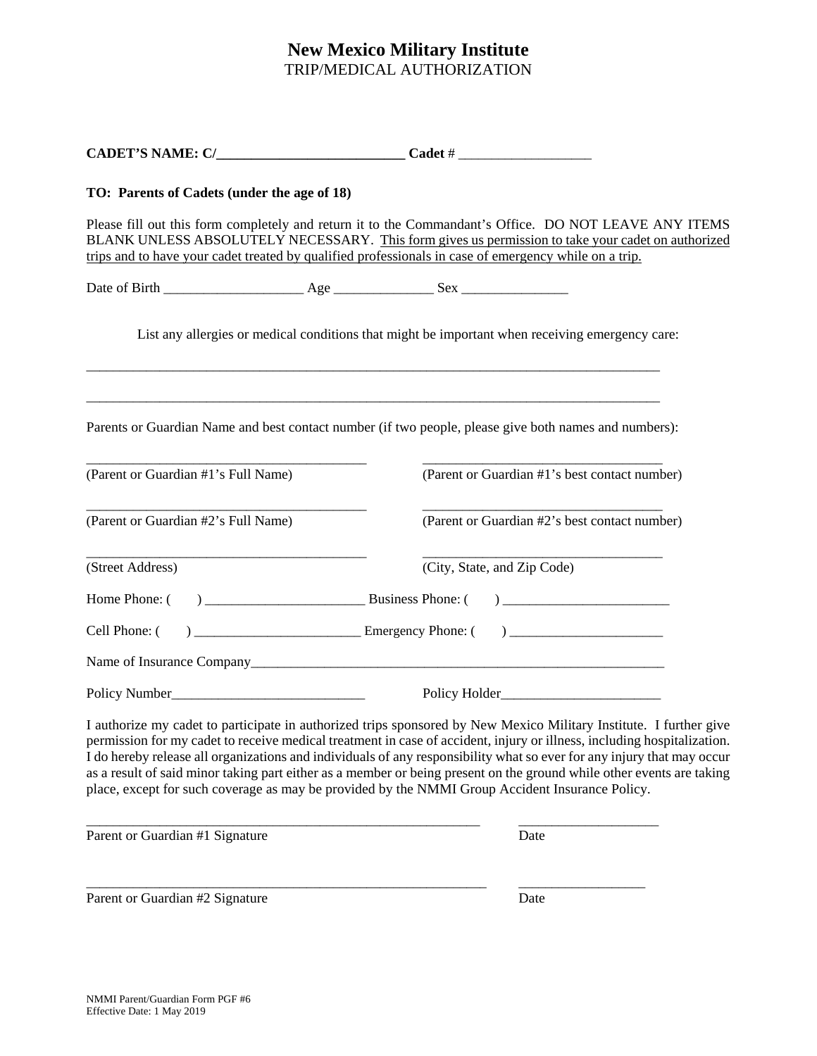# New Mexico Military Institute

TRIP/MEDICAL AUTHORIZATION

**CADET'S NAME: C/___________________________ Cadet** # ___________________

**TO: Parents of Cadets (under the age of 18)**

Please fill out this form completely and return it to the Commandant's Office. DO NOT LEAVE ANY ITEMS BLANK UNLESS ABSOLUTELY NECESSARY. <u>This form gives us permission to take your cadet on authorized trips and to have your cadet treated by qualified professionals in case of emergency while on a trip.</u>

Date of Birth ____________________ Age ______________ Sex _______________

List any allergies or medical conditions that might be important when receiving emergency care:

_____________________________________________________________________________________

_____________________________________________________________________________________

Parents or Guardian Name and best contact number (if two people, please give both names and numbers):

_________________________________________ ___________________________________

(Parent or Guardian #1's Full Name) (Parent or Guardian #1's best contact number)

_________________________________________ ___________________________________

(Parent or Guardian #2's Full Name) (Parent or Guardian #2's best contact number)

_________________________________________ ___________________________________

(Street Address) (City, State, and Zip Code)

Home Phone: ( ) _______________________ Business Phone: ( ) ________________________

Cell Phone: ( ) ________________________ Emergency Phone: ( ) ______________________

Name of Insurance Company________________________________________________________________

Policy Number___________________________ Policy Holder______________________

I authorize my cadet to participate in authorized trips sponsored by New Mexico Military Institute. I further give permission for my cadet to receive medical treatment in case of accident, injury or illness, including hospitalization. I do hereby release all organizations and individuals of any responsibility what so ever for any injury that may occur as a result of said minor taking part either as a member or being present on the ground while other events are taking place, except for such coverage as may be provided by the NMMI Group Accident Insurance Policy.

__________________________________________________________ ____________________

Parent or Guardian #1 Signature Date

__________________________________________________________ __________________

Parent or Guardian #2 Signature Date

NMMI Parent/Guardian Form PGF #6
Effective Date: 1 May 2019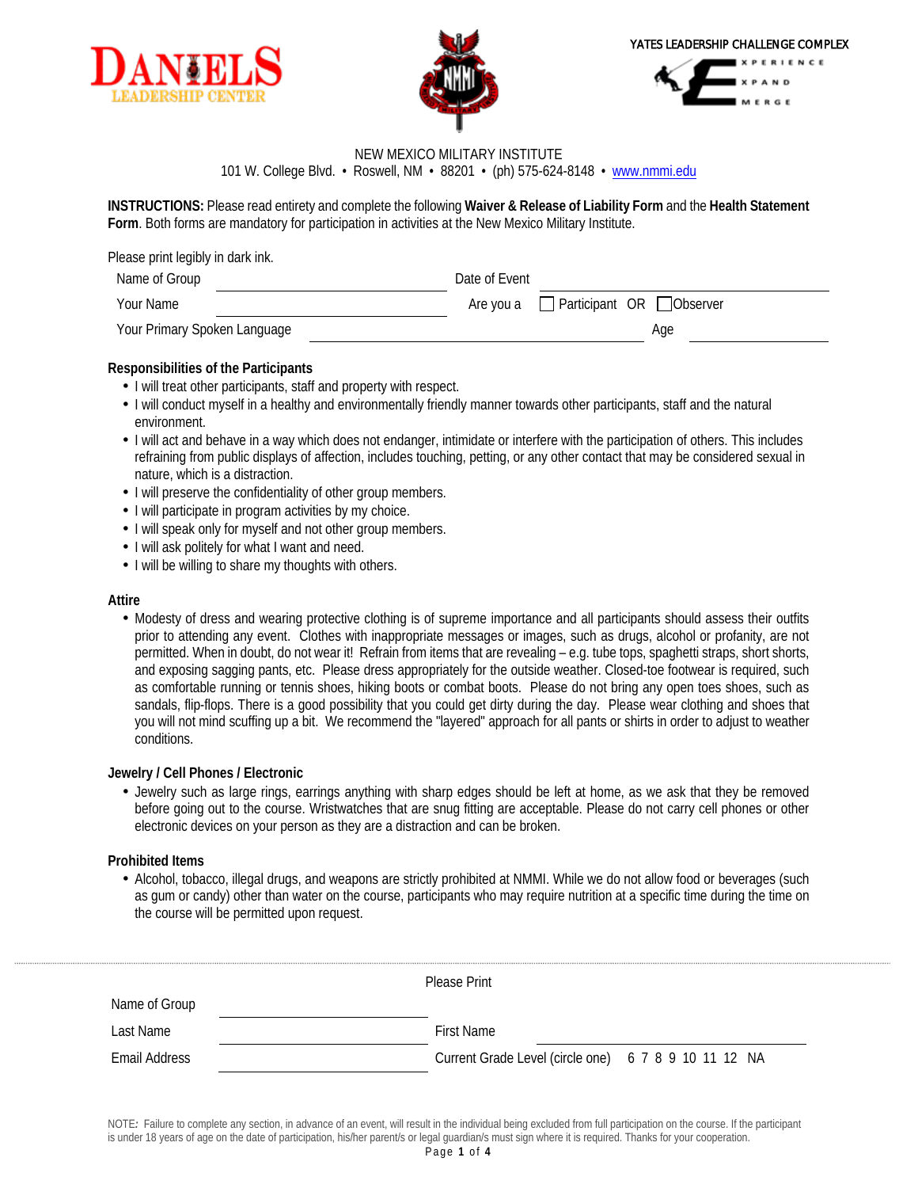DANIELS LEADERSHIP CENTER

YATES LEADERSHIP CHALLENGE COMPLEX

XPERIENCE XPAND MERGE

NEW MEXICO MILITARY INSTITUTE
101 W. College Blvd. • Roswell, NM • 88201 • (ph) 575-624-8148 • www.nmmi.edu

**INSTRUCTIONS:** Please read entirety and complete the following **Waiver & Release of Liability Form** and the **Health Statement Form**. Both forms are mandatory for participation in activities at the New Mexico Military Institute.

Please print legibly in dark ink.

Name of Group ____________________ Date of Event ____________________

Your Name ____________________ Are you a ☐ Participant OR ☐ Observer

Your Primary Spoken Language ____________________ Age __________

**Responsibilities of the Participants**

- I will treat other participants, staff and property with respect.
- I will conduct myself in a healthy and environmentally friendly manner towards other participants, staff and the natural environment.
- I will act and behave in a way which does not endanger, intimidate or interfere with the participation of others. This includes refraining from public displays of affection, includes touching, petting, or any other contact that may be considered sexual in nature, which is a distraction.
- I will preserve the confidentiality of other group members.
- I will participate in program activities by my choice.
- I will speak only for myself and not other group members.
- I will ask politely for what I want and need.
- I will be willing to share my thoughts with others.

**Attire**

- Modesty of dress and wearing protective clothing is of supreme importance and all participants should assess their outfits prior to attending any event. Clothes with inappropriate messages or images, such as drugs, alcohol or profanity, are not permitted. When in doubt, do not wear it! Refrain from items that are revealing – e.g. tube tops, spaghetti straps, short shorts, and exposing sagging pants, etc. Please dress appropriately for the outside weather. Closed-toe footwear is required, such as comfortable running or tennis shoes, hiking boots or combat boots. Please do not bring any open toes shoes, such as sandals, flip-flops. There is a good possibility that you could get dirty during the day. Please wear clothing and shoes that you will not mind scuffing up a bit. We recommend the "layered" approach for all pants or shirts in order to adjust to weather conditions.

**Jewelry / Cell Phones / Electronic**

- Jewelry such as large rings, earrings anything with sharp edges should be left at home, as we ask that they be removed before going out to the course. Wristwatches that are snug fitting are acceptable. Please do not carry cell phones or other electronic devices on your person as they are a distraction and can be broken.

**Prohibited Items**

- Alcohol, tobacco, illegal drugs, and weapons are strictly prohibited at NMMI. While we do not allow food or beverages (such as gum or candy) other than water on the course, participants who may require nutrition at a specific time during the time on the course will be permitted upon request.

---

Please Print

Name of Group ____________________

Last Name ____________________ First Name ____________________

Email Address ____________________ Current Grade Level (circle one) 6 7 8 9 10 11 12 NA

NOTE: Failure to complete any section, in advance of an event, will result in the individual being excluded from full participation on the course. If the participant is under 18 years of age on the date of participation, his/her parent/s or legal guardian/s must sign where it is required. Thanks for your cooperation.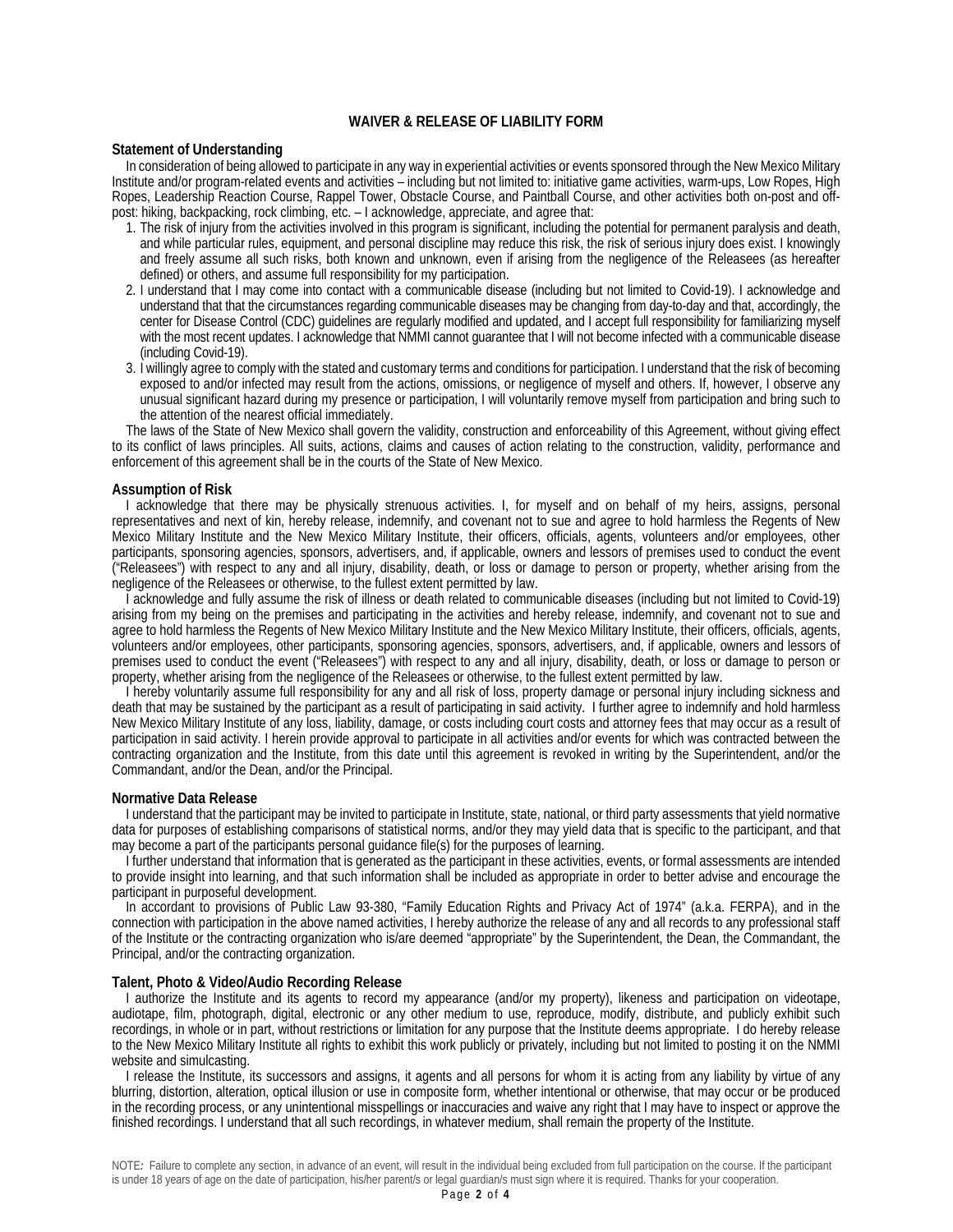# WAIVER & RELEASE OF LIABILITY FORM

## Statement of Understanding

In consideration of being allowed to participate in any way in experiential activities or events sponsored through the New Mexico Military Institute and/or program-related events and activities – including but not limited to: initiative game activities, warm-ups, Low Ropes, High Ropes, Leadership Reaction Course, Rappel Tower, Obstacle Course, and Paintball Course, and other activities both on-post and off-post: hiking, backpacking, rock climbing, etc. – I acknowledge, appreciate, and agree that:

1. The risk of injury from the activities involved in this program is significant, including the potential for permanent paralysis and death, and while particular rules, equipment, and personal discipline may reduce this risk, the risk of serious injury does exist. I knowingly and freely assume all such risks, both known and unknown, even if arising from the negligence of the Releasees (as hereafter defined) or others, and assume full responsibility for my participation.
2. I understand that I may come into contact with a communicable disease (including but not limited to Covid-19). I acknowledge and understand that that the circumstances regarding communicable diseases may be changing from day-to-day and that, accordingly, the center for Disease Control (CDC) guidelines are regularly modified and updated, and I accept full responsibility for familiarizing myself with the most recent updates. I acknowledge that NMMI cannot guarantee that I will not become infected with a communicable disease (including Covid-19).
3. I willingly agree to comply with the stated and customary terms and conditions for participation. I understand that the risk of becoming exposed to and/or infected may result from the actions, omissions, or negligence of myself and others. If, however, I observe any unusual significant hazard during my presence or participation, I will voluntarily remove myself from participation and bring such to the attention of the nearest official immediately.

The laws of the State of New Mexico shall govern the validity, construction and enforceability of this Agreement, without giving effect to its conflict of laws principles. All suits, actions, claims and causes of action relating to the construction, validity, performance and enforcement of this agreement shall be in the courts of the State of New Mexico.

## Assumption of Risk

I acknowledge that there may be physically strenuous activities. I, for myself and on behalf of my heirs, assigns, personal representatives and next of kin, hereby release, indemnify, and covenant not to sue and agree to hold harmless the Regents of New Mexico Military Institute and the New Mexico Military Institute, their officers, officials, agents, volunteers and/or employees, other participants, sponsoring agencies, sponsors, advertisers, and, if applicable, owners and lessors of premises used to conduct the event ("Releasees") with respect to any and all injury, disability, death, or loss or damage to person or property, whether arising from the negligence of the Releasees or otherwise, to the fullest extent permitted by law.

I acknowledge and fully assume the risk of illness or death related to communicable diseases (including but not limited to Covid-19) arising from my being on the premises and participating in the activities and hereby release, indemnify, and covenant not to sue and agree to hold harmless the Regents of New Mexico Military Institute and the New Mexico Military Institute, their officers, officials, agents, volunteers and/or employees, other participants, sponsoring agencies, sponsors, advertisers, and, if applicable, owners and lessors of premises used to conduct the event ("Releasees") with respect to any and all injury, disability, death, or loss or damage to person or property, whether arising from the negligence of the Releasees or otherwise, to the fullest extent permitted by law.

I hereby voluntarily assume full responsibility for any and all risk of loss, property damage or personal injury including sickness and death that may be sustained by the participant as a result of participating in said activity. I further agree to indemnify and hold harmless New Mexico Military Institute of any loss, liability, damage, or costs including court costs and attorney fees that may occur as a result of participation in said activity. I herein provide approval to participate in all activities and/or events for which was contracted between the contracting organization and the Institute, from this date until this agreement is revoked in writing by the Superintendent, and/or the Commandant, and/or the Dean, and/or the Principal.

## Normative Data Release

I understand that the participant may be invited to participate in Institute, state, national, or third party assessments that yield normative data for purposes of establishing comparisons of statistical norms, and/or they may yield data that is specific to the participant, and that may become a part of the participants personal guidance file(s) for the purposes of learning.

I further understand that information that is generated as the participant in these activities, events, or formal assessments are intended to provide insight into learning, and that such information shall be included as appropriate in order to better advise and encourage the participant in purposeful development.

In accordant to provisions of Public Law 93-380, "Family Education Rights and Privacy Act of 1974" (a.k.a. FERPA), and in the connection with participation in the above named activities, I hereby authorize the release of any and all records to any professional staff of the Institute or the contracting organization who is/are deemed "appropriate" by the Superintendent, the Dean, the Commandant, the Principal, and/or the contracting organization.

## Talent, Photo & Video/Audio Recording Release

I authorize the Institute and its agents to record my appearance (and/or my property), likeness and participation on videotape, audiotape, film, photograph, digital, electronic or any other medium to use, reproduce, modify, distribute, and publicly exhibit such recordings, in whole or in part, without restrictions or limitation for any purpose that the Institute deems appropriate. I do hereby release to the New Mexico Military Institute all rights to exhibit this work publicly or privately, including but not limited to posting it on the NMMI website and simulcasting.

I release the Institute, its successors and assigns, it agents and all persons for whom it is acting from any liability by virtue of any blurring, distortion, alteration, optical illusion or use in composite form, whether intentional or otherwise, that may occur or be produced in the recording process, or any unintentional misspellings or inaccuracies and waive any right that I may have to inspect or approve the finished recordings. I understand that all such recordings, in whatever medium, shall remain the property of the Institute.

NOTE*:* Failure to complete any section, in advance of an event, will result in the individual being excluded from full participation on the course. If the participant is under 18 years of age on the date of participation, his/her parent/s or legal guardian/s must sign where it is required. Thanks for your cooperation.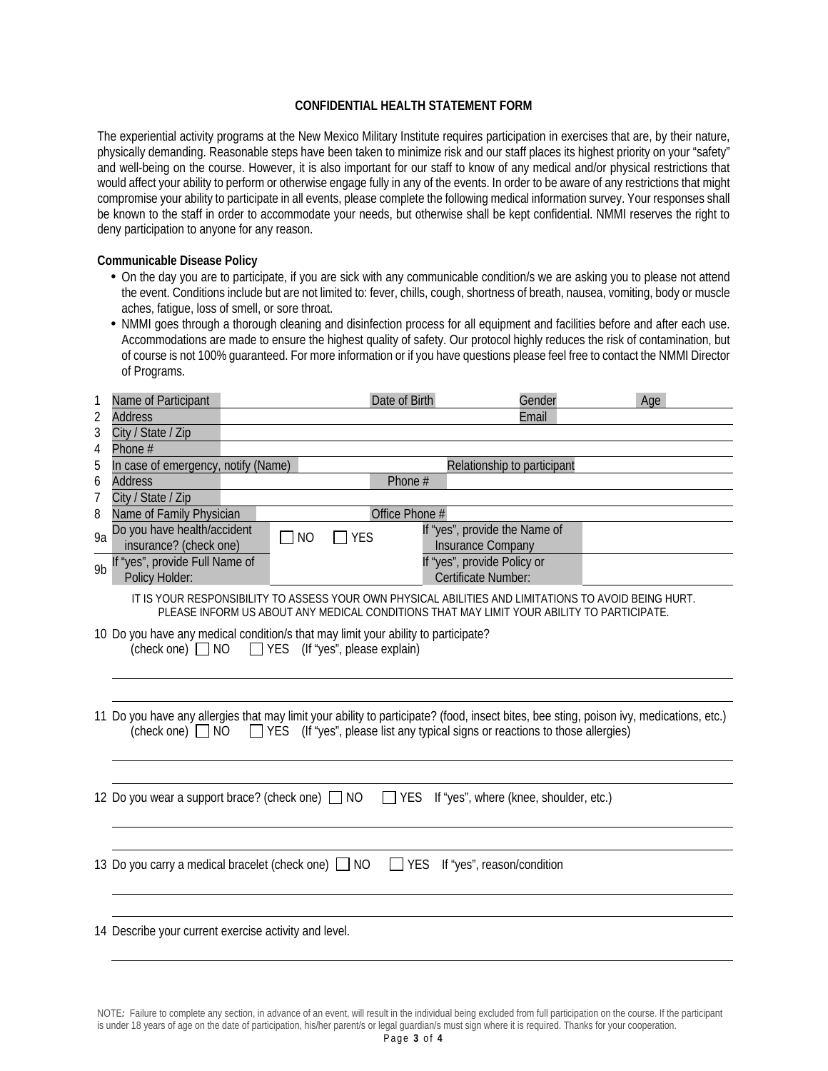## CONFIDENTIAL HEALTH STATEMENT FORM

The experiential activity programs at the New Mexico Military Institute requires participation in exercises that are, by their nature, physically demanding. Reasonable steps have been taken to minimize risk and our staff places its highest priority on your "safety" and well-being on the course. However, it is also important for our staff to know of any medical and/or physical restrictions that would affect your ability to perform or otherwise engage fully in any of the events. In order to be aware of any restrictions that might compromise your ability to participate in all events, please complete the following medical information survey. Your responses shall be known to the staff in order to accommodate your needs, but otherwise shall be kept confidential. NMMI reserves the right to deny participation to anyone for any reason.

**Communicable Disease Policy**

- On the day you are to participate, if you are sick with any communicable condition/s we are asking you to please not attend the event. Conditions include but are not limited to: fever, chills, cough, shortness of breath, nausea, vomiting, body or muscle aches, fatigue, loss of smell, or sore throat.
- NMMI goes through a thorough cleaning and disinfection process for all equipment and facilities before and after each use. Accommodations are made to ensure the highest quality of safety. Our protocol highly reduces the risk of contamination, but of course is not 100% guaranteed. For more information or if you have questions please feel free to contact the NMMI Director of Programs.

| # | | | | | | | |
|---|---|---|---|---|---|---|---|
| 1 | Name of Participant | | Date of Birth | | Gender | | Age |
| 2 | Address | | | | Email | | |
| 3 | City / State / Zip | | | | | | |
| 4 | Phone # | | | | | | |
| 5 | In case of emergency, notify (Name) | | | | Relationship to participant | | |
| 6 | Address | | Phone # | | | | |
| 7 | City / State / Zip | | | | | | |
| 8 | Name of Family Physician | | Office Phone # | | | | |
| 9a | Do you have health/accident insurance? (check one) | ☐ NO ☐ YES | | | If "yes", provide the Name of Insurance Company | | |
| 9b | If "yes", provide Full Name of Policy Holder: | | | | If "yes", provide Policy or Certificate Number: | | |

IT IS YOUR RESPONSIBILITY TO ASSESS YOUR OWN PHYSICAL ABILITIES AND LIMITATIONS TO AVOID BEING HURT.
PLEASE INFORM US ABOUT ANY MEDICAL CONDITIONS THAT MAY LIMIT YOUR ABILITY TO PARTICIPATE.

10 Do you have any medical condition/s that may limit your ability to participate?
(check one) ☐ NO ☐ YES (If "yes", please explain)

______________________________________________

______________________________________________

11 Do you have any allergies that may limit your ability to participate? (food, insect bites, bee sting, poison ivy, medications, etc.)
(check one) ☐ NO ☐ YES (If "yes", please list any typical signs or reactions to those allergies)

______________________________________________

______________________________________________

12 Do you wear a support brace? (check one) ☐ NO ☐ YES If "yes", where (knee, shoulder, etc.)

______________________________________________

______________________________________________

13 Do you carry a medical bracelet (check one) ☐ NO ☐ YES If "yes", reason/condition

______________________________________________

______________________________________________

14 Describe your current exercise activity and level.

______________________________________________

NOTE*:* Failure to complete any section, in advance of an event, will result in the individual being excluded from full participation on the course. If the participant is under 18 years of age on the date of participation, his/her parent/s or legal guardian/s must sign where it is required. Thanks for your cooperation.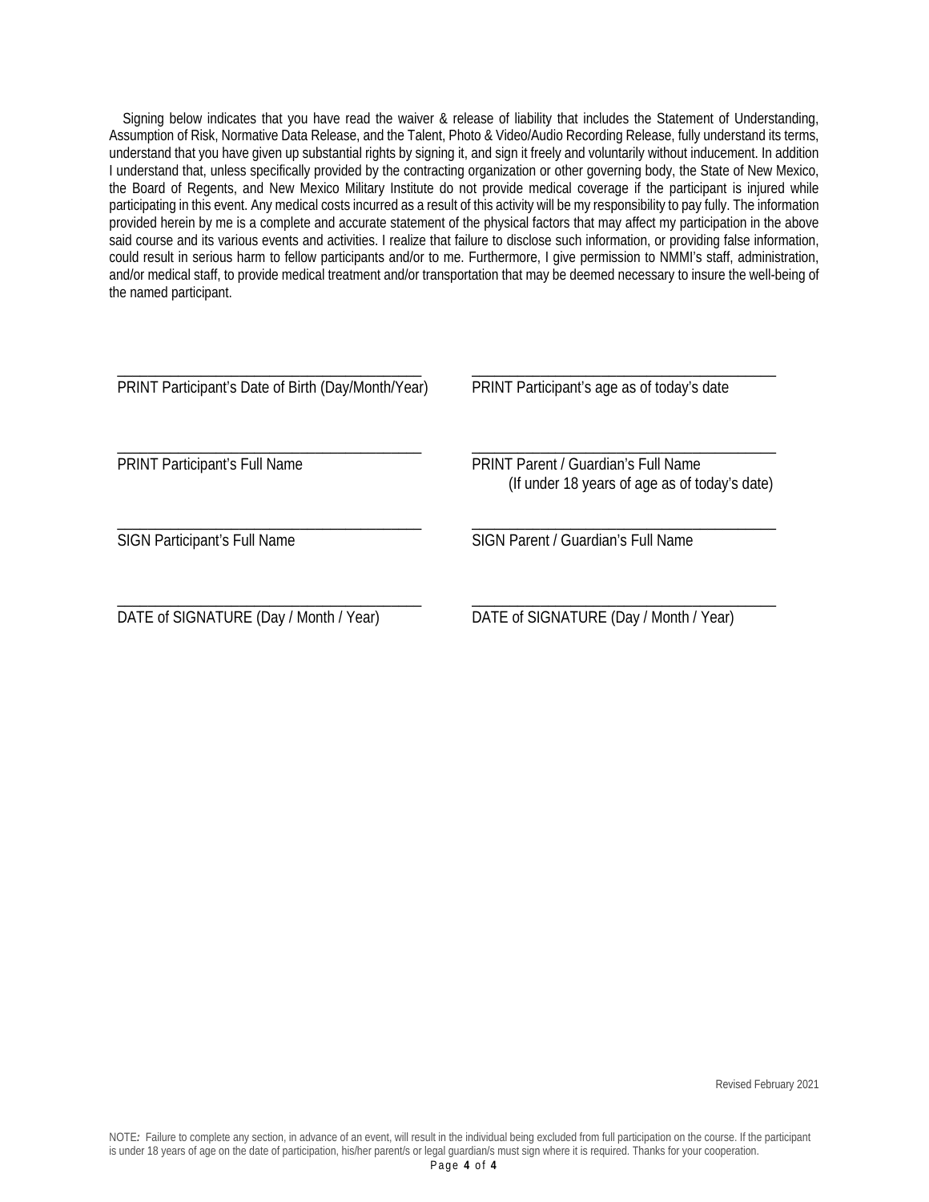Signing below indicates that you have read the waiver & release of liability that includes the Statement of Understanding, Assumption of Risk, Normative Data Release, and the Talent, Photo & Video/Audio Recording Release, fully understand its terms, understand that you have given up substantial rights by signing it, and sign it freely and voluntarily without inducement. In addition I understand that, unless specifically provided by the contracting organization or other governing body, the State of New Mexico, the Board of Regents, and New Mexico Military Institute do not provide medical coverage if the participant is injured while participating in this event. Any medical costs incurred as a result of this activity will be my responsibility to pay fully. The information provided herein by me is a complete and accurate statement of the physical factors that may affect my participation in the above said course and its various events and activities. I realize that failure to disclose such information, or providing false information, could result in serious harm to fellow participants and/or to me. Furthermore, I give permission to NMMI's staff, administration, and/or medical staff, to provide medical treatment and/or transportation that may be deemed necessary to insure the well-being of the named participant.

| | |
|---|---|
| ________________________________________<br>PRINT Participant's Date of Birth (Day/Month/Year) | ________________________________________<br>PRINT Participant's age as of today's date |
| ________________________________________<br>PRINT Participant's Full Name | ________________________________________<br>PRINT Parent / Guardian's Full Name<br>(If under 18 years of age as of today's date) |
| ________________________________________<br>SIGN Participant's Full Name | ________________________________________<br>SIGN Parent / Guardian's Full Name |
| ________________________________________<br>DATE of SIGNATURE (Day / Month / Year) | ________________________________________<br>DATE of SIGNATURE (Day / Month / Year) |

Revised February 2021

NOTE*:* Failure to complete any section, in advance of an event, will result in the individual being excluded from full participation on the course. If the participant is under 18 years of age on the date of participation, his/her parent/s or legal guardian/s must sign where it is required. Thanks for your cooperation.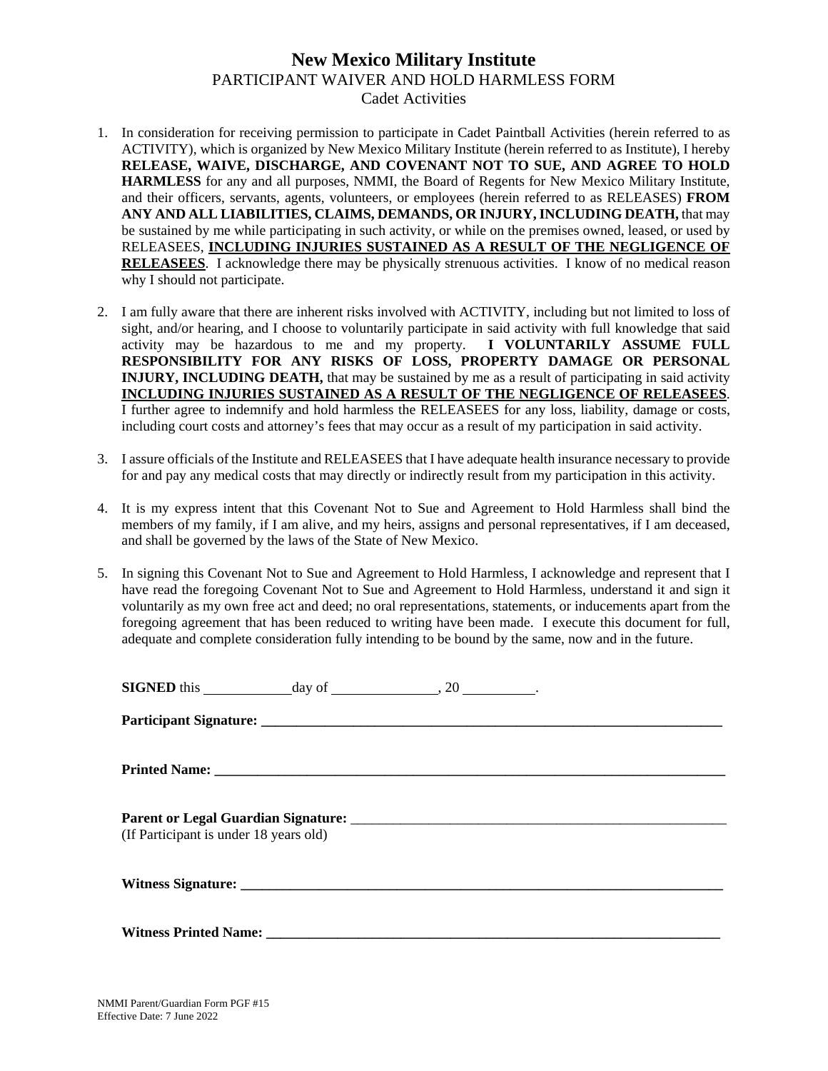# New Mexico Military Institute

PARTICIPANT WAIVER AND HOLD HARMLESS FORM

Cadet Activities

1. In consideration for receiving permission to participate in Cadet Paintball Activities (herein referred to as ACTIVITY), which is organized by New Mexico Military Institute (herein referred to as Institute), I hereby **RELEASE, WAIVE, DISCHARGE, AND COVENANT NOT TO SUE, AND AGREE TO HOLD HARMLESS** for any and all purposes, NMMI, the Board of Regents for New Mexico Military Institute, and their officers, servants, agents, volunteers, or employees (herein referred to as RELEASES) **FROM ANY AND ALL LIABILITIES, CLAIMS, DEMANDS, OR INJURY, INCLUDING DEATH,** that may be sustained by me while participating in such activity, or while on the premises owned, leased, or used by RELEASEES, **INCLUDING INJURIES SUSTAINED AS A RESULT OF THE NEGLIGENCE OF RELEASEES**. I acknowledge there may be physically strenuous activities. I know of no medical reason why I should not participate.

2. I am fully aware that there are inherent risks involved with ACTIVITY, including but not limited to loss of sight, and/or hearing, and I choose to voluntarily participate in said activity with full knowledge that said activity may be hazardous to me and my property. **I VOLUNTARILY ASSUME FULL RESPONSIBILITY FOR ANY RISKS OF LOSS, PROPERTY DAMAGE OR PERSONAL INJURY, INCLUDING DEATH,** that may be sustained by me as a result of participating in said activity **INCLUDING INJURIES SUSTAINED AS A RESULT OF THE NEGLIGENCE OF RELEASEES**. I further agree to indemnify and hold harmless the RELEASEES for any loss, liability, damage or costs, including court costs and attorney's fees that may occur as a result of my participation in said activity.

3. I assure officials of the Institute and RELEASEES that I have adequate health insurance necessary to provide for and pay any medical costs that may directly or indirectly result from my participation in this activity.

4. It is my express intent that this Covenant Not to Sue and Agreement to Hold Harmless shall bind the members of my family, if I am alive, and my heirs, assigns and personal representatives, if I am deceased, and shall be governed by the laws of the State of New Mexico.

5. In signing this Covenant Not to Sue and Agreement to Hold Harmless, I acknowledge and represent that I have read the foregoing Covenant Not to Sue and Agreement to Hold Harmless, understand it and sign it voluntarily as my own free act and deed; no oral representations, statements, or inducements apart from the foregoing agreement that has been reduced to writing have been made. I execute this document for full, adequate and complete consideration fully intending to be bound by the same, now and in the future.

**SIGNED** this ____________ day of ______________, 20 __________.

**Participant Signature:** ______________________________________________________________

**Printed Name:** ______________________________________________________________________

**Parent or Legal Guardian Signature:** ___________________________________________________
(If Participant is under 18 years old)

**Witness Signature:** _________________________________________________________________

**Witness Printed Name:** ______________________________________________________________

NMMI Parent/Guardian Form PGF #15
Effective Date: 7 June 2022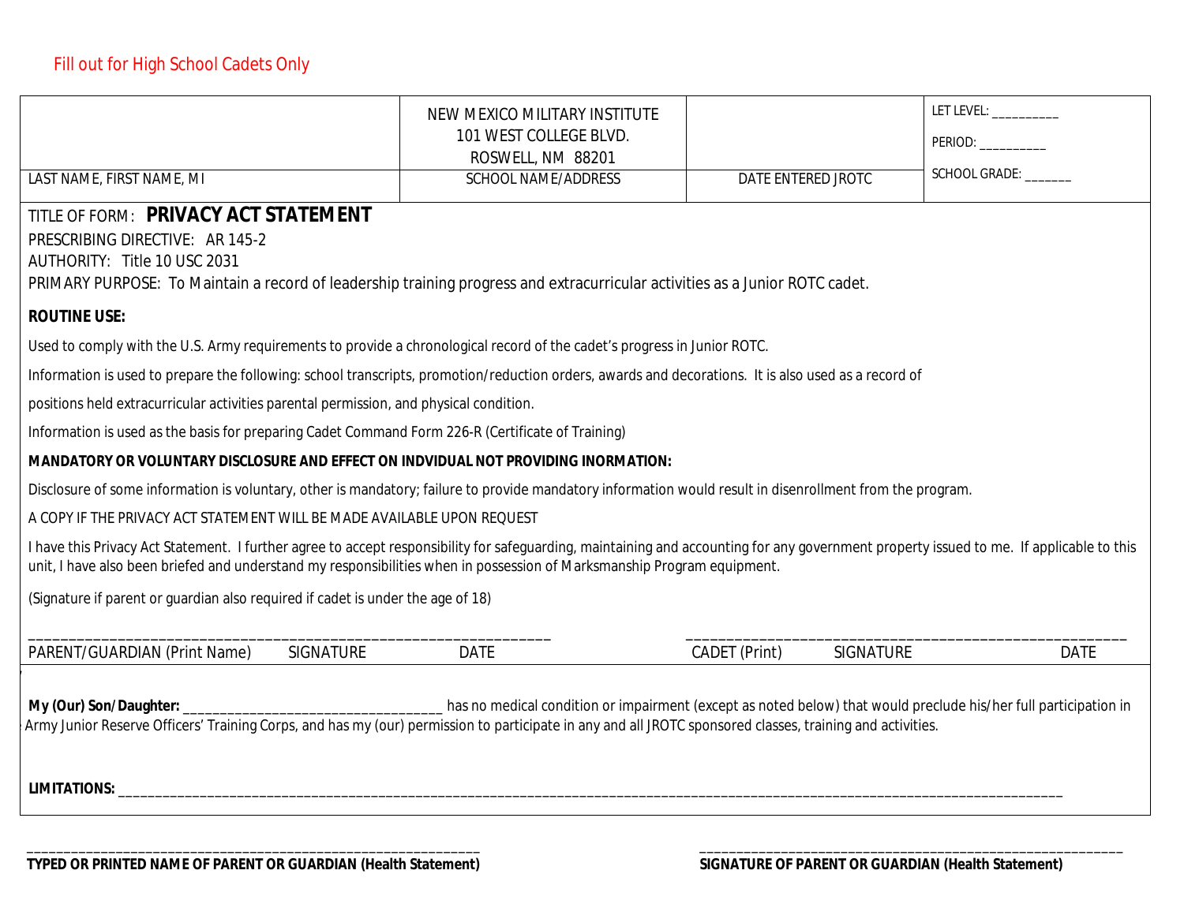Fill out for High School Cadets Only

| | | | |
|---|---|---|---|
| | NEW MEXICO MILITARY INSTITUTE<br>101 WEST COLLEGE BLVD.<br>ROSWELL, NM 88201 | | LET LEVEL: __________<br>PERIOD: __________<br>SCHOOL GRADE: _______ |
| LAST NAME, FIRST NAME, MI | SCHOOL NAME/ADDRESS | DATE ENTERED JROTC | |

TITLE OF FORM: **PRIVACY ACT STATEMENT**

PRESCRIBING DIRECTIVE: AR 145-2

AUTHORITY: Title 10 USC 2031

PRIMARY PURPOSE: To Maintain a record of leadership training progress and extracurricular activities as a Junior ROTC cadet.

**ROUTINE USE:**

Used to comply with the U.S. Army requirements to provide a chronological record of the cadet's progress in Junior ROTC.

Information is used to prepare the following: school transcripts, promotion/reduction orders, awards and decorations. It is also used as a record of positions held extracurricular activities parental permission, and physical condition.

Information is used as the basis for preparing Cadet Command Form 226-R (Certificate of Training)

**MANDATORY OR VOLUNTARY DISCLOSURE AND EFFECT ON INDVIDUAL NOT PROVIDING INORMATION:**

Disclosure of some information is voluntary, other is mandatory; failure to provide mandatory information would result in disenrollment from the program.

A COPY IF THE PRIVACY ACT STATEMENT WILL BE MADE AVAILABLE UPON REQUEST

I have this Privacy Act Statement. I further agree to accept responsibility for safeguarding, maintaining and accounting for any government property issued to me. If applicable to this unit, I have also been briefed and understand my responsibilities when in possession of Marksmanship Program equipment.

(Signature if parent or guardian also required if cadet is under the age of 18)

_________________________________________________________________ _______________________________________________________

PARENT/GUARDIAN (Print Name) SIGNATURE DATE CADET (Print) SIGNATURE DATE

**My (Our) Son/Daughter:** __________________________________ has no medical condition or impairment (except as noted below) that would preclude his/her full participation in Army Junior Reserve Officers' Training Corps, and has my (our) permission to participate in any and all JROTC sponsored classes, training and activities.

**LIMITATIONS:** ________________________________________________________________________________________________________________________________

_____________________________________________________________ _________________________________________________________

**TYPED OR PRINTED NAME OF PARENT OR GUARDIAN (Health Statement)** **SIGNATURE OF PARENT OR GUARDIAN (Health Statement)**